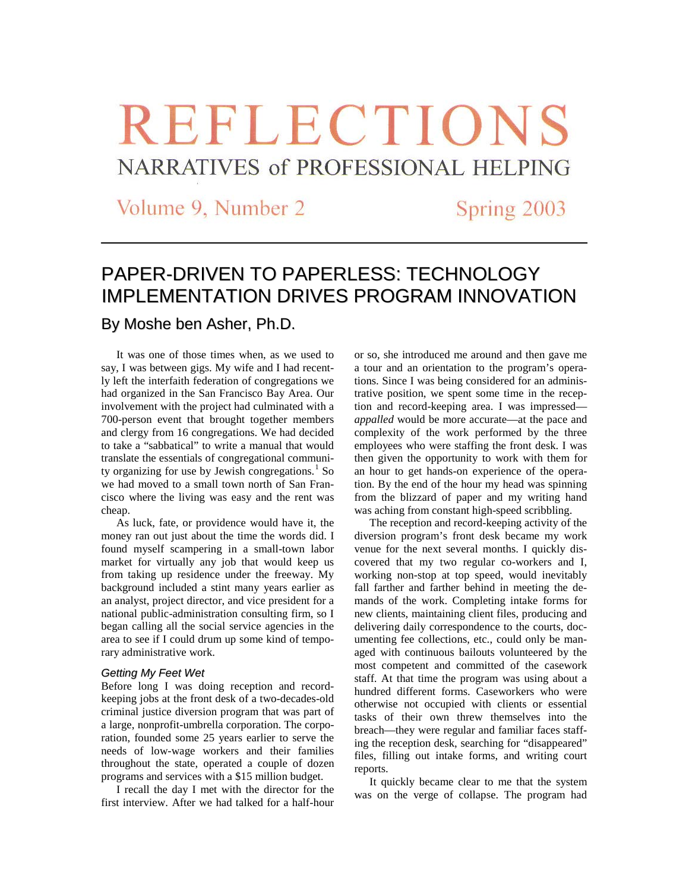# REFLECTIONS

## NARRATIVES of PROFESSIONAL HELPING

Volume 9, Number 2 Spring 2003

# PAPER-DRIVEN TO PAPERLESS: TECHNOLOGY IMPLEMENTATION DRIVES PROGRAM INNOVATION

## By Moshe ben Asher, Ph.D.

It was one of those times when, as we used to say, I was between gigs. My wife and I had recently left the interfaith federation of congregations we had organized in the San Francisco Bay Area. Our involvement with the project had culminated with a 700-person event that brought together members and clergy from 16 congregations. We had decided to take a "sabbatical" to write a manual that would translate the essentials of congregational community organizing for use by Jewish congregations.[1] So we had moved to a small town north of San Francisco where the living was easy and the rent was cheap.

As luck, fate, or providence would have it, the money ran out just about the time the words did. I found myself scampering in a small-town labor market for virtually any job that would keep us from taking up residence under the freeway. My background included a stint many years earlier as an analyst, project director, and vice president for a national public-administration consulting firm, so I began calling all the social service agencies in the area to see if I could drum up some kind of temporary administrative work.

### *Getting My Feet Wet*

Before long I was doing reception and record-keeping jobs at the front desk of a two-decades-old criminal justice diversion program that was part of a large, nonprofit-umbrella corporation. The corporation, founded some 25 years earlier to serve the needs of low-wage workers and their families throughout the state, operated a couple of dozen programs and services with a $15 million budget.

I recall the day I met with the director for the first interview. After we had talked for a half-hour or so, she introduced me around and then gave me a tour and an orientation to the program's operations. Since I was being considered for an administrative position, we spent some time in the reception and record-keeping area. I was impressed—*appalled* would be more accurate—at the pace and complexity of the work performed by the three employees who were staffing the front desk. I was then given the opportunity to work with them for an hour to get hands-on experience of the operation. By the end of the hour my head was spinning from the blizzard of paper and my writing hand was aching from constant high-speed scribbling.

The reception and record-keeping activity of the diversion program's front desk became my work venue for the next several months. I quickly discovered that my two regular co-workers and I, working non-stop at top speed, would inevitably fall farther and farther behind in meeting the demands of the work. Completing intake forms for new clients, maintaining client files, producing and delivering daily correspondence to the courts, documenting fee collections, etc., could only be managed with continuous bailouts volunteered by the most competent and committed of the casework staff. At that time the program was using about a hundred different forms. Caseworkers who were otherwise not occupied with clients or essential tasks of their own threw themselves into the breach—they were regular and familiar faces staffing the reception desk, searching for "disappeared" files, filling out intake forms, and writing court reports.

It quickly became clear to me that the system was on the verge of collapse. The program had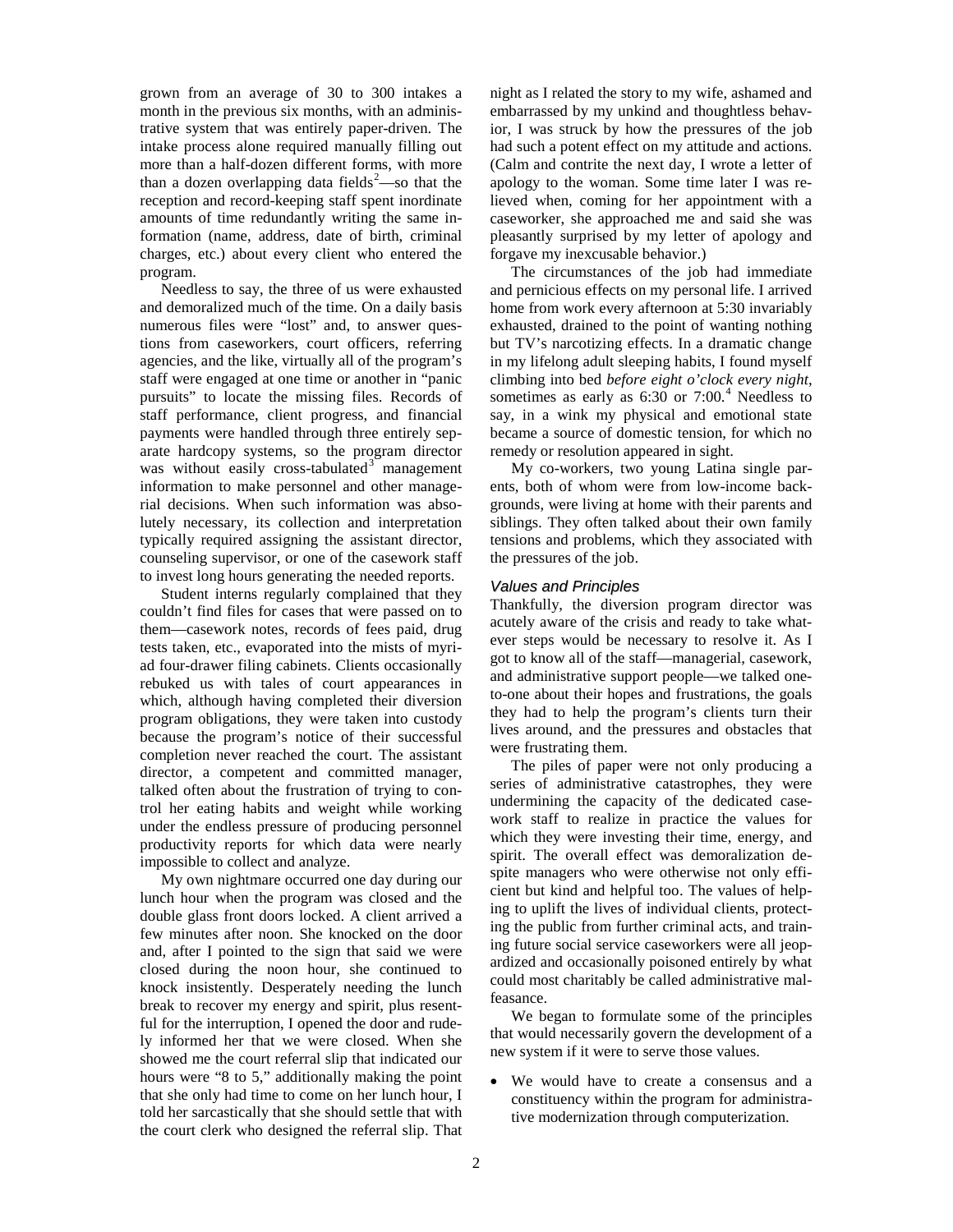grown from an average of 30 to 300 intakes a month in the previous six months, with an administrative system that was entirely paper-driven. The intake process alone required manually filling out more than a half-dozen different forms, with more than a dozen overlapping data fields[2]—so that the reception and record-keeping staff spent inordinate amounts of time redundantly writing the same information (name, address, date of birth, criminal charges, etc.) about every client who entered the program.

Needless to say, the three of us were exhausted and demoralized much of the time. On a daily basis numerous files were "lost" and, to answer questions from caseworkers, court officers, referring agencies, and the like, virtually all of the program's staff were engaged at one time or another in "panic pursuits" to locate the missing files. Records of staff performance, client progress, and financial payments were handled through three entirely separate hardcopy systems, so the program director was without easily cross-tabulated[3] management information to make personnel and other managerial decisions. When such information was absolutely necessary, its collection and interpretation typically required assigning the assistant director, counseling supervisor, or one of the casework staff to invest long hours generating the needed reports.

Student interns regularly complained that they couldn't find files for cases that were passed on to them—casework notes, records of fees paid, drug tests taken, etc., evaporated into the mists of myriad four-drawer filing cabinets. Clients occasionally rebuked us with tales of court appearances in which, although having completed their diversion program obligations, they were taken into custody because the program's notice of their successful completion never reached the court. The assistant director, a competent and committed manager, talked often about the frustration of trying to control her eating habits and weight while working under the endless pressure of producing personnel productivity reports for which data were nearly impossible to collect and analyze.

My own nightmare occurred one day during our lunch hour when the program was closed and the double glass front doors locked. A client arrived a few minutes after noon. She knocked on the door and, after I pointed to the sign that said we were closed during the noon hour, she continued to knock insistently. Desperately needing the lunch break to recover my energy and spirit, plus resentful for the interruption, I opened the door and rudely informed her that we were closed. When she showed me the court referral slip that indicated our hours were "8 to 5," additionally making the point that she only had time to come on her lunch hour, I told her sarcastically that she should settle that with the court clerk who designed the referral slip. That night as I related the story to my wife, ashamed and embarrassed by my unkind and thoughtless behavior, I was struck by how the pressures of the job had such a potent effect on my attitude and actions. (Calm and contrite the next day, I wrote a letter of apology to the woman. Some time later I was relieved when, coming for her appointment with a caseworker, she approached me and said she was pleasantly surprised by my letter of apology and forgave my inexcusable behavior.)

The circumstances of the job had immediate and pernicious effects on my personal life. I arrived home from work every afternoon at 5:30 invariably exhausted, drained to the point of wanting nothing but TV's narcotizing effects. In a dramatic change in my lifelong adult sleeping habits, I found myself climbing into bed *before eight o'clock every night*, sometimes as early as 6:30 or 7:00.[4] Needless to say, in a wink my physical and emotional state became a source of domestic tension, for which no remedy or resolution appeared in sight.

My co-workers, two young Latina single parents, both of whom were from low-income backgrounds, were living at home with their parents and siblings. They often talked about their own family tensions and problems, which they associated with the pressures of the job.

### *Values and Principles*

Thankfully, the diversion program director was acutely aware of the crisis and ready to take whatever steps would be necessary to resolve it. As I got to know all of the staff—managerial, casework, and administrative support people—we talked one-to-one about their hopes and frustrations, the goals they had to help the program's clients turn their lives around, and the pressures and obstacles that were frustrating them.

The piles of paper were not only producing a series of administrative catastrophes, they were undermining the capacity of the dedicated casework staff to realize in practice the values for which they were investing their time, energy, and spirit. The overall effect was demoralization despite managers who were otherwise not only efficient but kind and helpful too. The values of helping to uplift the lives of individual clients, protecting the public from further criminal acts, and training future social service caseworkers were all jeopardized and occasionally poisoned entirely by what could most charitably be called administrative malfeasance.

We began to formulate some of the principles that would necessarily govern the development of a new system if it were to serve those values.

- We would have to create a consensus and a constituency within the program for administrative modernization through computerization.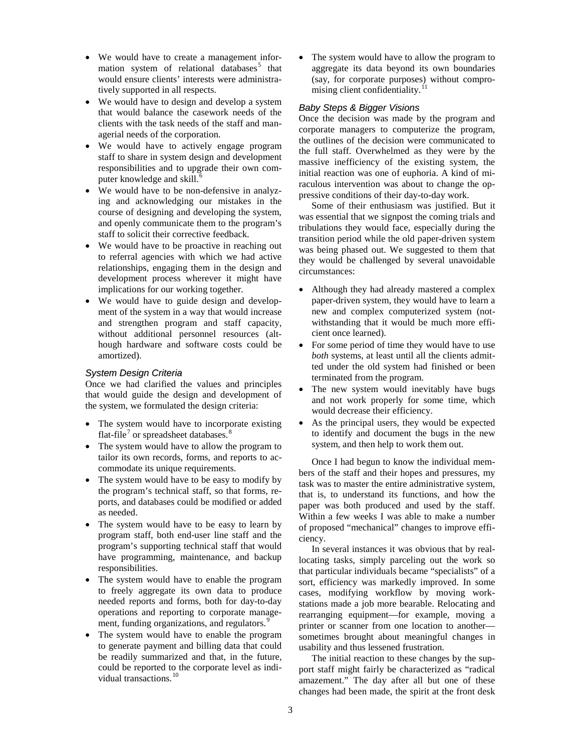- We would have to create a management information system of relational databases[5] that would ensure clients' interests were administratively supported in all respects.
- We would have to design and develop a system that would balance the casework needs of the clients with the task needs of the staff and managerial needs of the corporation.
- We would have to actively engage program staff to share in system design and development responsibilities and to upgrade their own computer knowledge and skill.[6]
- We would have to be non-defensive in analyzing and acknowledging our mistakes in the course of designing and developing the system, and openly communicate them to the program's staff to solicit their corrective feedback.
- We would have to be proactive in reaching out to referral agencies with which we had active relationships, engaging them in the design and development process wherever it might have implications for our working together.
- We would have to guide design and development of the system in a way that would increase and strengthen program and staff capacity, without additional personnel resources (although hardware and software costs could be amortized).

### *System Design Criteria*

Once we had clarified the values and principles that would guide the design and development of the system, we formulated the design criteria:

- The system would have to incorporate existing flat-file[7] or spreadsheet databases.[8]
- The system would have to allow the program to tailor its own records, forms, and reports to accommodate its unique requirements.
- The system would have to be easy to modify by the program's technical staff, so that forms, reports, and databases could be modified or added as needed.
- The system would have to be easy to learn by program staff, both end-user line staff and the program's supporting technical staff that would have programming, maintenance, and backup responsibilities.
- The system would have to enable the program to freely aggregate its own data to produce needed reports and forms, both for day-to-day operations and reporting to corporate management, funding organizations, and regulators.[9]
- The system would have to enable the program to generate payment and billing data that could be readily summarized and that, in the future, could be reported to the corporate level as individual transactions.[10]
- The system would have to allow the program to aggregate its data beyond its own boundaries (say, for corporate purposes) without compromising client confidentiality.[11]

### *Baby Steps & Bigger Visions*

Once the decision was made by the program and corporate managers to computerize the program, the outlines of the decision were communicated to the full staff. Overwhelmed as they were by the massive inefficiency of the existing system, the initial reaction was one of euphoria. A kind of miraculous intervention was about to change the oppressive conditions of their day-to-day work.

Some of their enthusiasm was justified. But it was essential that we signpost the coming trials and tribulations they would face, especially during the transition period while the old paper-driven system was being phased out. We suggested to them that they would be challenged by several unavoidable circumstances:

- Although they had already mastered a complex paper-driven system, they would have to learn a new and complex computerized system (notwithstanding that it would be much more efficient once learned).
- For some period of time they would have to use *both* systems, at least until all the clients admitted under the old system had finished or been terminated from the program.
- The new system would inevitably have bugs and not work properly for some time, which would decrease their efficiency.
- As the principal users, they would be expected to identify and document the bugs in the new system, and then help to work them out.

Once I had begun to know the individual members of the staff and their hopes and pressures, my task was to master the entire administrative system, that is, to understand its functions, and how the paper was both produced and used by the staff. Within a few weeks I was able to make a number of proposed "mechanical" changes to improve efficiency.

In several instances it was obvious that by reallocating tasks, simply parceling out the work so that particular individuals became "specialists" of a sort, efficiency was markedly improved. In some cases, modifying workflow by moving workstations made a job more bearable. Relocating and rearranging equipment—for example, moving a printer or scanner from one location to another—sometimes brought about meaningful changes in usability and thus lessened frustration.

The initial reaction to these changes by the support staff might fairly be characterized as "radical amazement." The day after all but one of these changes had been made, the spirit at the front desk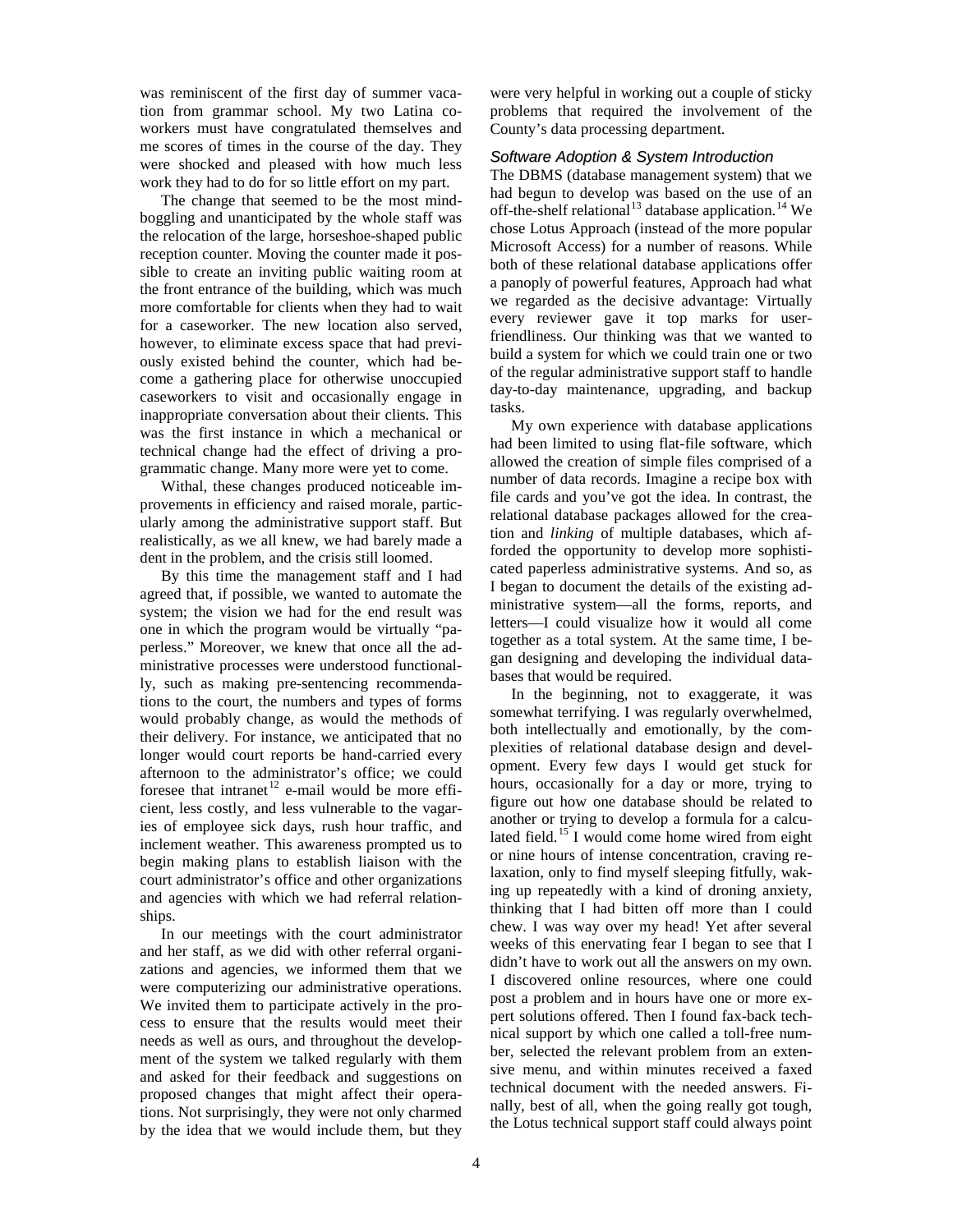was reminiscent of the first day of summer vacation from grammar school. My two Latina co-workers must have congratulated themselves and me scores of times in the course of the day. They were shocked and pleased with how much less work they had to do for so little effort on my part.

The change that seemed to be the most mind-boggling and unanticipated by the whole staff was the relocation of the large, horseshoe-shaped public reception counter. Moving the counter made it possible to create an inviting public waiting room at the front entrance of the building, which was much more comfortable for clients when they had to wait for a caseworker. The new location also served, however, to eliminate excess space that had previously existed behind the counter, which had become a gathering place for otherwise unoccupied caseworkers to visit and occasionally engage in inappropriate conversation about their clients. This was the first instance in which a mechanical or technical change had the effect of driving a programmatic change. Many more were yet to come.

Withal, these changes produced noticeable improvements in efficiency and raised morale, particularly among the administrative support staff. But realistically, as we all knew, we had barely made a dent in the problem, and the crisis still loomed.

By this time the management staff and I had agreed that, if possible, we wanted to automate the system; the vision we had for the end result was one in which the program would be virtually "paperless." Moreover, we knew that once all the administrative processes were understood functionally, such as making pre-sentencing recommendations to the court, the numbers and types of forms would probably change, as would the methods of their delivery. For instance, we anticipated that no longer would court reports be hand-carried every afternoon to the administrator's office; we could foresee that intranet[12] e-mail would be more efficient, less costly, and less vulnerable to the vagaries of employee sick days, rush hour traffic, and inclement weather. This awareness prompted us to begin making plans to establish liaison with the court administrator's office and other organizations and agencies with which we had referral relationships.

In our meetings with the court administrator and her staff, as we did with other referral organizations and agencies, we informed them that we were computerizing our administrative operations. We invited them to participate actively in the process to ensure that the results would meet their needs as well as ours, and throughout the development of the system we talked regularly with them and asked for their feedback and suggestions on proposed changes that might affect their operations. Not surprisingly, they were not only charmed by the idea that we would include them, but they were very helpful in working out a couple of sticky problems that required the involvement of the County's data processing department.

### *Software Adoption & System Introduction*

The DBMS (database management system) that we had begun to develop was based on the use of an off-the-shelf relational[13] database application.[14] We chose Lotus Approach (instead of the more popular Microsoft Access) for a number of reasons. While both of these relational database applications offer a panoply of powerful features, Approach had what we regarded as the decisive advantage: Virtually every reviewer gave it top marks for user-friendliness. Our thinking was that we wanted to build a system for which we could train one or two of the regular administrative support staff to handle day-to-day maintenance, upgrading, and backup tasks.

My own experience with database applications had been limited to using flat-file software, which allowed the creation of simple files comprised of a number of data records. Imagine a recipe box with file cards and you've got the idea. In contrast, the relational database packages allowed for the creation and *linking* of multiple databases, which afforded the opportunity to develop more sophisticated paperless administrative systems. And so, as I began to document the details of the existing administrative system—all the forms, reports, and letters—I could visualize how it would all come together as a total system. At the same time, I began designing and developing the individual databases that would be required.

In the beginning, not to exaggerate, it was somewhat terrifying. I was regularly overwhelmed, both intellectually and emotionally, by the complexities of relational database design and development. Every few days I would get stuck for hours, occasionally for a day or more, trying to figure out how one database should be related to another or trying to develop a formula for a calculated field.[15] I would come home wired from eight or nine hours of intense concentration, craving relaxation, only to find myself sleeping fitfully, waking up repeatedly with a kind of droning anxiety, thinking that I had bitten off more than I could chew. I was way over my head! Yet after several weeks of this enervating fear I began to see that I didn't have to work out all the answers on my own. I discovered online resources, where one could post a problem and in hours have one or more expert solutions offered. Then I found fax-back technical support by which one called a toll-free number, selected the relevant problem from an extensive menu, and within minutes received a faxed technical document with the needed answers. Finally, best of all, when the going really got tough, the Lotus technical support staff could always point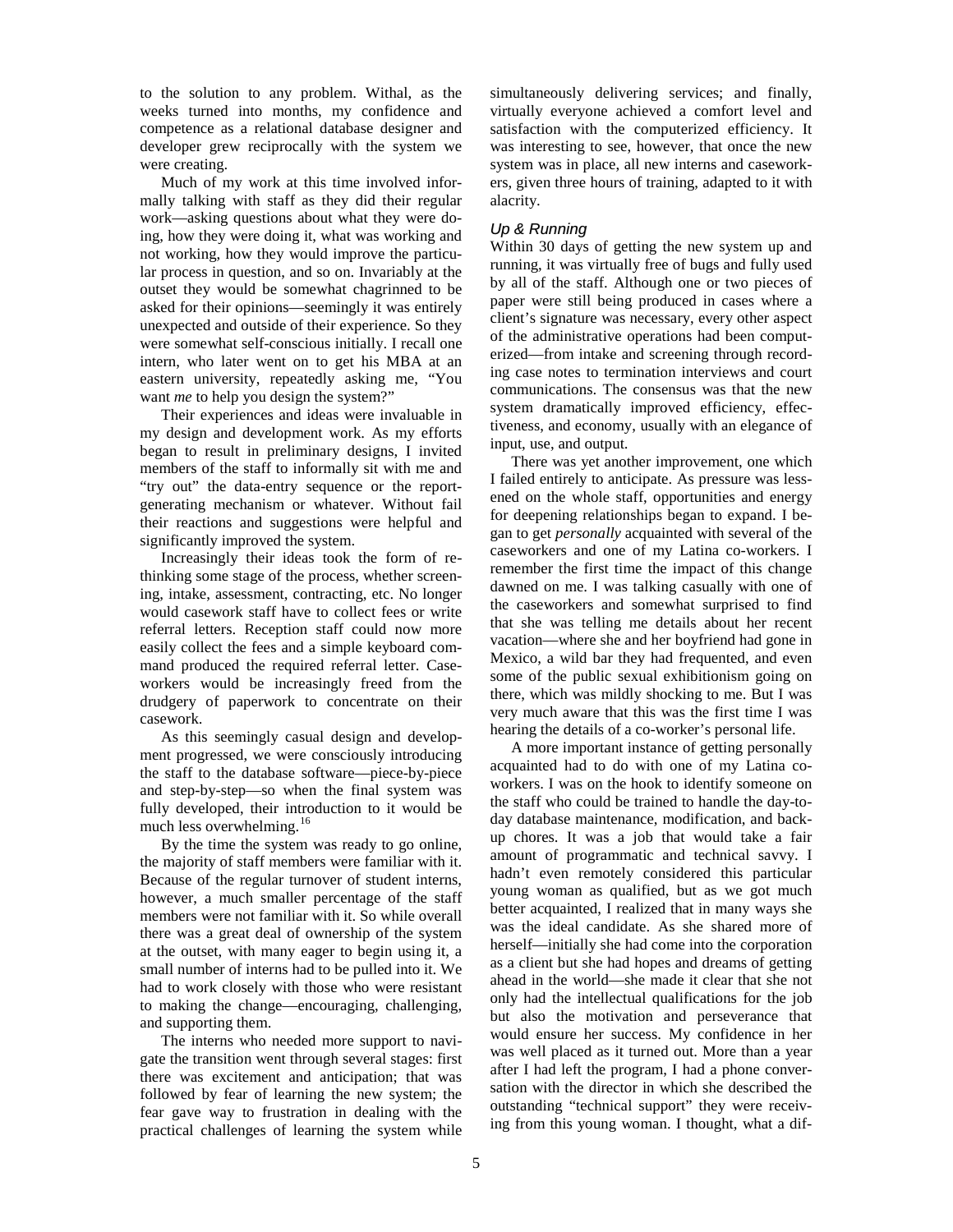to the solution to any problem. Withal, as the weeks turned into months, my confidence and competence as a relational database designer and developer grew reciprocally with the system we were creating.

Much of my work at this time involved informally talking with staff as they did their regular work—asking questions about what they were doing, how they were doing it, what was working and not working, how they would improve the particular process in question, and so on. Invariably at the outset they would be somewhat chagrinned to be asked for their opinions—seemingly it was entirely unexpected and outside of their experience. So they were somewhat self-conscious initially. I recall one intern, who later went on to get his MBA at an eastern university, repeatedly asking me, "You want *me* to help you design the system?"

Their experiences and ideas were invaluable in my design and development work. As my efforts began to result in preliminary designs, I invited members of the staff to informally sit with me and "try out" the data-entry sequence or the report-generating mechanism or whatever. Without fail their reactions and suggestions were helpful and significantly improved the system.

Increasingly their ideas took the form of rethinking some stage of the process, whether screening, intake, assessment, contracting, etc. No longer would casework staff have to collect fees or write referral letters. Reception staff could now more easily collect the fees and a simple keyboard command produced the required referral letter. Caseworkers would be increasingly freed from the drudgery of paperwork to concentrate on their casework.

As this seemingly casual design and development progressed, we were consciously introducing the staff to the database software—piece-by-piece and step-by-step—so when the final system was fully developed, their introduction to it would be much less overwhelming.[16]

By the time the system was ready to go online, the majority of staff members were familiar with it. Because of the regular turnover of student interns, however, a much smaller percentage of the staff members were not familiar with it. So while overall there was a great deal of ownership of the system at the outset, with many eager to begin using it, a small number of interns had to be pulled into it. We had to work closely with those who were resistant to making the change—encouraging, challenging, and supporting them.

The interns who needed more support to navigate the transition went through several stages: first there was excitement and anticipation; that was followed by fear of learning the new system; the fear gave way to frustration in dealing with the practical challenges of learning the system while simultaneously delivering services; and finally, virtually everyone achieved a comfort level and satisfaction with the computerized efficiency. It was interesting to see, however, that once the new system was in place, all new interns and caseworkers, given three hours of training, adapted to it with alacrity.

### *Up & Running*

Within 30 days of getting the new system up and running, it was virtually free of bugs and fully used by all of the staff. Although one or two pieces of paper were still being produced in cases where a client's signature was necessary, every other aspect of the administrative operations had been computerized—from intake and screening through recording case notes to termination interviews and court communications. The consensus was that the new system dramatically improved efficiency, effectiveness, and economy, usually with an elegance of input, use, and output.

There was yet another improvement, one which I failed entirely to anticipate. As pressure was lessened on the whole staff, opportunities and energy for deepening relationships began to expand. I began to get *personally* acquainted with several of the caseworkers and one of my Latina co-workers. I remember the first time the impact of this change dawned on me. I was talking casually with one of the caseworkers and somewhat surprised to find that she was telling me details about her recent vacation—where she and her boyfriend had gone in Mexico, a wild bar they had frequented, and even some of the public sexual exhibitionism going on there, which was mildly shocking to me. But I was very much aware that this was the first time I was hearing the details of a co-worker's personal life.

A more important instance of getting personally acquainted had to do with one of my Latina co-workers. I was on the hook to identify someone on the staff who could be trained to handle the day-to-day database maintenance, modification, and backup chores. It was a job that would take a fair amount of programmatic and technical savvy. I hadn't even remotely considered this particular young woman as qualified, but as we got much better acquainted, I realized that in many ways she was the ideal candidate. As she shared more of herself—initially she had come into the corporation as a client but she had hopes and dreams of getting ahead in the world—she made it clear that she not only had the intellectual qualifications for the job but also the motivation and perseverance that would ensure her success. My confidence in her was well placed as it turned out. More than a year after I had left the program, I had a phone conversation with the director in which she described the outstanding "technical support" they were receiving from this young woman. I thought, what a dif-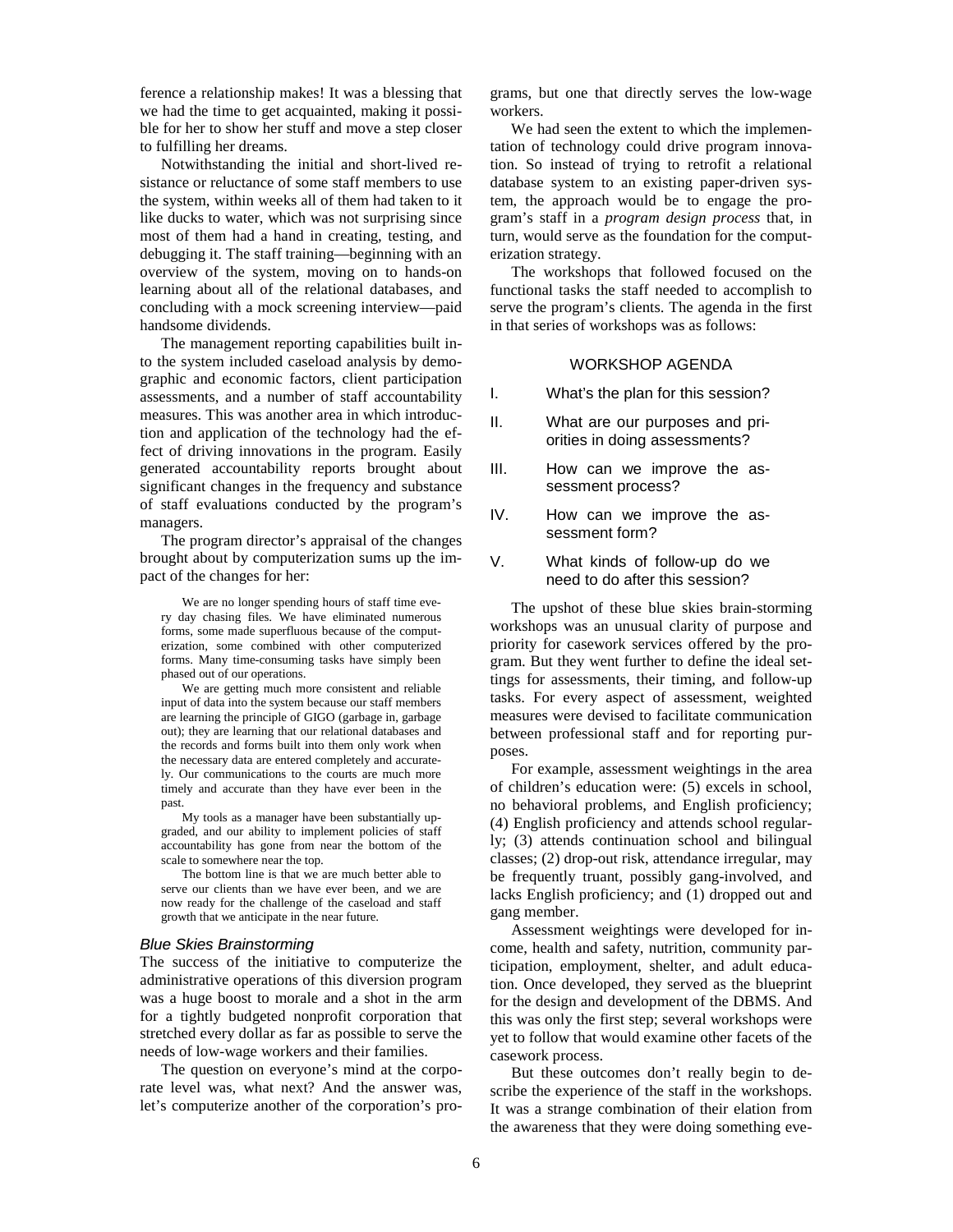ference a relationship makes! It was a blessing that we had the time to get acquainted, making it possible for her to show her stuff and move a step closer to fulfilling her dreams.

Notwithstanding the initial and short-lived resistance or reluctance of some staff members to use the system, within weeks all of them had taken to it like ducks to water, which was not surprising since most of them had a hand in creating, testing, and debugging it. The staff training—beginning with an overview of the system, moving on to hands-on learning about all of the relational databases, and concluding with a mock screening interview—paid handsome dividends.

The management reporting capabilities built into the system included caseload analysis by demographic and economic factors, client participation assessments, and a number of staff accountability measures. This was another area in which introduction and application of the technology had the effect of driving innovations in the program. Easily generated accountability reports brought about significant changes in the frequency and substance of staff evaluations conducted by the program's managers.

The program director's appraisal of the changes brought about by computerization sums up the impact of the changes for her:

> We are no longer spending hours of staff time every day chasing files. We have eliminated numerous forms, some made superfluous because of the computerization, some combined with other computerized forms. Many time-consuming tasks have simply been phased out of our operations.
>
> We are getting much more consistent and reliable input of data into the system because our staff members are learning the principle of GIGO (garbage in, garbage out); they are learning that our relational databases and the records and forms built into them only work when the necessary data are entered completely and accurately. Our communications to the courts are much more timely and accurate than they have ever been in the past.
>
> My tools as a manager have been substantially upgraded, and our ability to implement policies of staff accountability has gone from near the bottom of the scale to somewhere near the top.
>
> The bottom line is that we are much better able to serve our clients than we have ever been, and we are now ready for the challenge of the caseload and staff growth that we anticipate in the near future.

### *Blue Skies Brainstorming*

The success of the initiative to computerize the administrative operations of this diversion program was a huge boost to morale and a shot in the arm for a tightly budgeted nonprofit corporation that stretched every dollar as far as possible to serve the needs of low-wage workers and their families.

The question on everyone's mind at the corporate level was, what next? And the answer was, let's computerize another of the corporation's programs, but one that directly serves the low-wage workers.

We had seen the extent to which the implementation of technology could drive program innovation. So instead of trying to retrofit a relational database system to an existing paper-driven system, the approach would be to engage the program's staff in a *program design process* that, in turn, would serve as the foundation for the computerization strategy.

The workshops that followed focused on the functional tasks the staff needed to accomplish to serve the program's clients. The agenda in the first in that series of workshops was as follows:

WORKSHOP AGENDA

I. What's the plan for this session?

II. What are our purposes and priorities in doing assessments?

III. How can we improve the assessment process?

IV. How can we improve the assessment form?

V. What kinds of follow-up do we need to do after this session?

The upshot of these blue skies brain-storming workshops was an unusual clarity of purpose and priority for casework services offered by the program. But they went further to define the ideal settings for assessments, their timing, and follow-up tasks. For every aspect of assessment, weighted measures were devised to facilitate communication between professional staff and for reporting purposes.

For example, assessment weightings in the area of children's education were: (5) excels in school, no behavioral problems, and English proficiency; (4) English proficiency and attends school regularly; (3) attends continuation school and bilingual classes; (2) drop-out risk, attendance irregular, may be frequently truant, possibly gang-involved, and lacks English proficiency; and (1) dropped out and gang member.

Assessment weightings were developed for income, health and safety, nutrition, community participation, employment, shelter, and adult education. Once developed, they served as the blueprint for the design and development of the DBMS. And this was only the first step; several workshops were yet to follow that would examine other facets of the casework process.

But these outcomes don't really begin to describe the experience of the staff in the workshops. It was a strange combination of their elation from the awareness that they were doing something eve-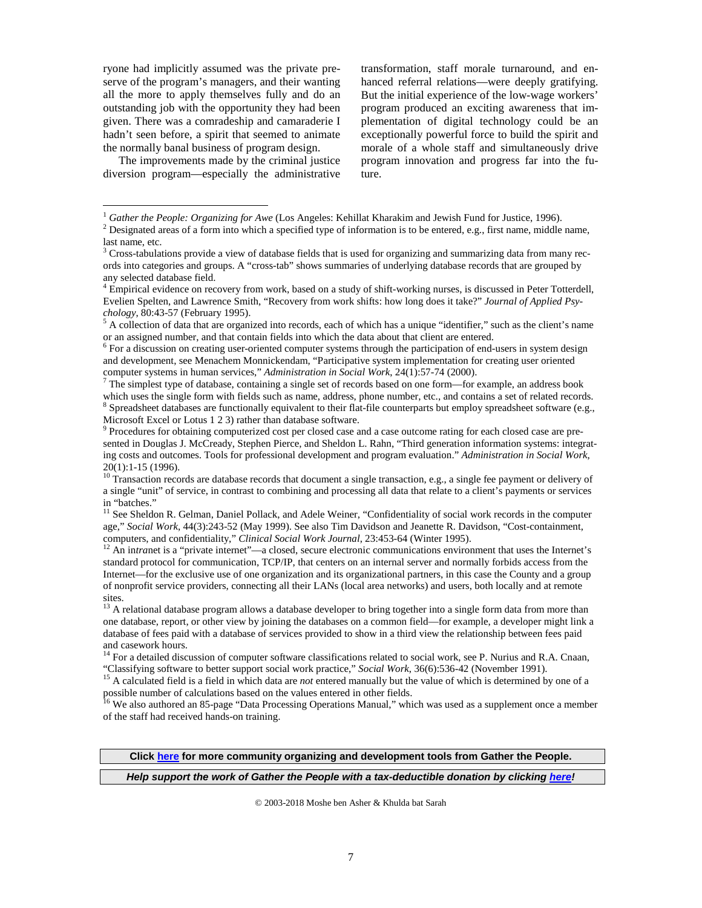ryone had implicitly assumed was the private preserve of the program's managers, and their wanting all the more to apply themselves fully and do an outstanding job with the opportunity they had been given. There was a comradeship and camaraderie I hadn't seen before, a spirit that seemed to animate the normally banal business of program design.

The improvements made by the criminal justice diversion program—especially the administrative transformation, staff morale turnaround, and enhanced referral relations—were deeply gratifying. But the initial experience of the low-wage workers' program produced an exciting awareness that implementation of digital technology could be an exceptionally powerful force to build the spirit and morale of a whole staff and simultaneously drive program innovation and progress far into the future.

---

[1] *Gather the People: Organizing for Awe* (Los Angeles: Kehillat Kharakim and Jewish Fund for Justice, 1996).

[2] Designated areas of a form into which a specified type of information is to be entered, e.g., first name, middle name, last name, etc.

[3] Cross-tabulations provide a view of database fields that is used for organizing and summarizing data from many records into categories and groups. A "cross-tab" shows summaries of underlying database records that are grouped by any selected database field.

[4] Empirical evidence on recovery from work, based on a study of shift-working nurses, is discussed in Peter Totterdell, Evelien Spelten, and Lawrence Smith, "Recovery from work shifts: how long does it take?" *Journal of Applied Psychology*, 80:43-57 (February 1995).

[5] A collection of data that are organized into records, each of which has a unique "identifier," such as the client's name or an assigned number, and that contain fields into which the data about that client are entered.

[6] For a discussion on creating user-oriented computer systems through the participation of end-users in system design and development, see Menachem Monnickendam, "Participative system implementation for creating user oriented computer systems in human services," *Administration in Social Work*, 24(1):57-74 (2000).

[7] The simplest type of database, containing a single set of records based on one form—for example, an address book which uses the single form with fields such as name, address, phone number, etc., and contains a set of related records.

[8] Spreadsheet databases are functionally equivalent to their flat-file counterparts but employ spreadsheet software (e.g., Microsoft Excel or Lotus 1 2 3) rather than database software.

[9] Procedures for obtaining computerized cost per closed case and a case outcome rating for each closed case are presented in Douglas J. McCready, Stephen Pierce, and Sheldon L. Rahn, "Third generation information systems: integrating costs and outcomes. Tools for professional development and program evaluation." *Administration in Social Work*, 20(1):1-15 (1996).

[10] Transaction records are database records that document a single transaction, e.g., a single fee payment or delivery of a single "unit" of service, in contrast to combining and processing all data that relate to a client's payments or services in "batches."

[11] See Sheldon R. Gelman, Daniel Pollack, and Adele Weiner, "Confidentiality of social work records in the computer age," *Social Work*, 44(3):243-52 (May 1999). See also Tim Davidson and Jeanette R. Davidson, "Cost-containment, computers, and confidentiality," *Clinical Social Work Journal*, 23:453-64 (Winter 1995).

[12] An in*tra*net is a "private internet"—a closed, secure electronic communications environment that uses the Internet's standard protocol for communication, TCP/IP, that centers on an internal server and normally forbids access from the Internet—for the exclusive use of one organization and its organizational partners, in this case the County and a group of nonprofit service providers, connecting all their LANs (local area networks) and users, both locally and at remote sites.

[13] A relational database program allows a database developer to bring together into a single form data from more than one database, report, or other view by joining the databases on a common field—for example, a developer might link a database of fees paid with a database of services provided to show in a third view the relationship between fees paid and casework hours.

[14] For a detailed discussion of computer software classifications related to social work, see P. Nurius and R.A. Cnaan, "Classifying software to better support social work practice," *Social Work*, 36(6):536-42 (November 1991).

[15] A calculated field is a field in which data are *not* entered manually but the value of which is determined by one of a possible number of calculations based on the values entered in other fields.

[16] We also authored an 85-page "Data Processing Operations Manual," which was used as a supplement once a member of the staff had received hands-on training.

**Click here for more community organizing and development tools from Gather the People.**

***Help support the work of Gather the People with a tax-deductible donation by clicking here!***

© 2003-2018 Moshe ben Asher & Khulda bat Sarah